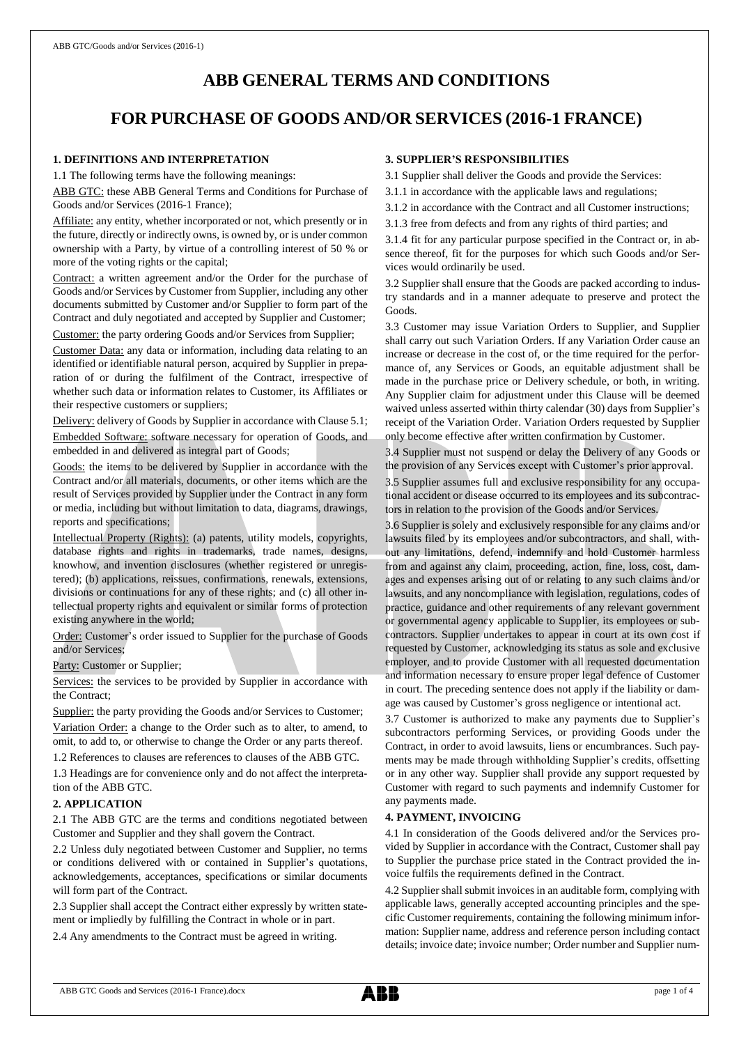# ABB GENERAL TERMS AND CONDITIONS

# FOR PURCHASE OF GOODS AND/OR SERVICES (2016-1 FRANCE)

## 1. DEFINITIONS AND INTERPRETATION

1.1 The following terms have the following meanings:

ABB GTC: these ABB General Terms and Conditions for Purchase of Goods and/or Services (2016-1 France);

Affiliate: any entity, whether incorporated or not, which presently or in the future, directly or indirectly owns, is owned by, or is under common ownership with a Party, by virtue of a controlling interest of 50 % or more of the voting rights or the capital;

Contract: a written agreement and/or the Order for the purchase of Goods and/or Services by Customer from Supplier, including any other documents submitted by Customer and/or Supplier to form part of the Contract and duly negotiated and accepted by Supplier and Customer;

Customer: the party ordering Goods and/or Services from Supplier;

Customer Data: any data or information, including data relating to an identified or identifiable natural person, acquired by Supplier in preparation of or during the fulfilment of the Contract, irrespective of whether such data or information relates to Customer, its Affiliates or their respective customers or suppliers;

Delivery: delivery of Goods by Supplier in accordance with Clause 5.1;

Embedded Software: software necessary for operation of Goods, and embedded in and delivered as integral part of Goods;

Goods: the items to be delivered by Supplier in accordance with the Contract and/or all materials, documents, or other items which are the result of Services provided by Supplier under the Contract in any form or media, including but without limitation to data, diagrams, drawings, reports and specifications;

Intellectual Property (Rights): (a) patents, utility models, copyrights, database rights and rights in trademarks, trade names, designs, knowhow, and invention disclosures (whether registered or unregistered); (b) applications, reissues, confirmations, renewals, extensions, divisions or continuations for any of these rights; and (c) all other intellectual property rights and equivalent or similar forms of protection existing anywhere in the world;

Order: Customer's order issued to Supplier for the purchase of Goods and/or Services;

Party: Customer or Supplier;

Services: the services to be provided by Supplier in accordance with the Contract;

Supplier: the party providing the Goods and/or Services to Customer;

Variation Order: a change to the Order such as to alter, to amend, to omit, to add to, or otherwise to change the Order or any parts thereof.

1.2 References to clauses are references to clauses of the ABB GTC.

1.3 Headings are for convenience only and do not affect the interpretation of the ABB GTC.

## 2. APPLICATION

2.1 The ABB GTC are the terms and conditions negotiated between Customer and Supplier and they shall govern the Contract.

2.2 Unless duly negotiated between Customer and Supplier, no terms or conditions delivered with or contained in Supplier's quotations, acknowledgements, acceptances, specifications or similar documents will form part of the Contract.

2.3 Supplier shall accept the Contract either expressly by written statement or impliedly by fulfilling the Contract in whole or in part.

2.4 Any amendments to the Contract must be agreed in writing.

## 3. SUPPLIER'S RESPONSIBILITIES

3.1 Supplier shall deliver the Goods and provide the Services:

3.1.1 in accordance with the applicable laws and regulations;

3.1.2 in accordance with the Contract and all Customer instructions;

3.1.3 free from defects and from any rights of third parties; and

3.1.4 fit for any particular purpose specified in the Contract or, in absence thereof, fit for the purposes for which such Goods and/or Services would ordinarily be used.

3.2 Supplier shall ensure that the Goods are packed according to industry standards and in a manner adequate to preserve and protect the Goods.

3.3 Customer may issue Variation Orders to Supplier, and Supplier shall carry out such Variation Orders. If any Variation Order cause an increase or decrease in the cost of, or the time required for the performance of, any Services or Goods, an equitable adjustment shall be made in the purchase price or Delivery schedule, or both, in writing. Any Supplier claim for adjustment under this Clause will be deemed waived unless asserted within thirty calendar (30) days from Supplier's receipt of the Variation Order. Variation Orders requested by Supplier only become effective after written confirmation by Customer.

3.4 Supplier must not suspend or delay the Delivery of any Goods or the provision of any Services except with Customer's prior approval.

3.5 Supplier assumes full and exclusive responsibility for any occupational accident or disease occurred to its employees and its subcontractors in relation to the provision of the Goods and/or Services.

3.6 Supplier is solely and exclusively responsible for any claims and/or lawsuits filed by its employees and/or subcontractors, and shall, without any limitations, defend, indemnify and hold Customer harmless from and against any claim, proceeding, action, fine, loss, cost, damages and expenses arising out of or relating to any such claims and/or lawsuits, and any noncompliance with legislation, regulations, codes of practice, guidance and other requirements of any relevant government or governmental agency applicable to Supplier, its employees or subcontractors. Supplier undertakes to appear in court at its own cost if requested by Customer, acknowledging its status as sole and exclusive employer, and to provide Customer with all requested documentation and information necessary to ensure proper legal defence of Customer in court. The preceding sentence does not apply if the liability or damage was caused by Customer's gross negligence or intentional act.

3.7 Customer is authorized to make any payments due to Supplier's subcontractors performing Services, or providing Goods under the Contract, in order to avoid lawsuits, liens or encumbrances. Such payments may be made through withholding Supplier's credits, offsetting or in any other way. Supplier shall provide any support requested by Customer with regard to such payments and indemnify Customer for any payments made.

## 4. PAYMENT, INVOICING

4.1 In consideration of the Goods delivered and/or the Services provided by Supplier in accordance with the Contract, Customer shall pay to Supplier the purchase price stated in the Contract provided the invoice fulfils the requirements defined in the Contract.

4.2 Supplier shall submit invoices in an auditable form, complying with applicable laws, generally accepted accounting principles and the specific Customer requirements, containing the following minimum information: Supplier name, address and reference person including contact details; invoice date; invoice number; Order number and Supplier num-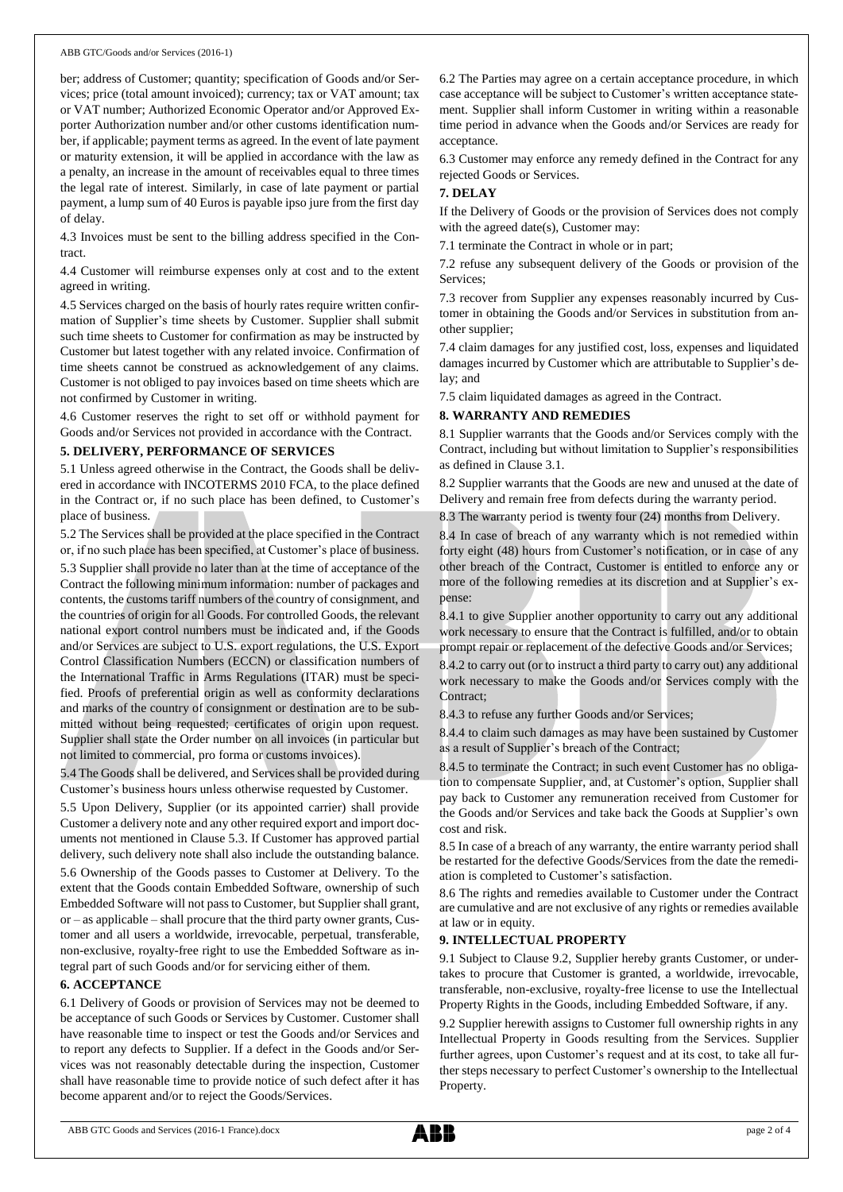ber; address of Customer; quantity; specification of Goods and/or Services; price (total amount invoiced); currency; tax or VAT amount; tax or VAT number; Authorized Economic Operator and/or Approved Exporter Authorization number and/or other customs identification number, if applicable; payment terms as agreed. In the event of late payment or maturity extension, it will be applied in accordance with the law as a penalty, an increase in the amount of receivables equal to three times the legal rate of interest. Similarly, in case of late payment or partial payment, a lump sum of 40 Euros is payable ipso jure from the first day of delay.

4.3 Invoices must be sent to the billing address specified in the Contract.

4.4 Customer will reimburse expenses only at cost and to the extent agreed in writing.

4.5 Services charged on the basis of hourly rates require written confirmation of Supplier's time sheets by Customer. Supplier shall submit such time sheets to Customer for confirmation as may be instructed by Customer but latest together with any related invoice. Confirmation of time sheets cannot be construed as acknowledgement of any claims. Customer is not obliged to pay invoices based on time sheets which are not confirmed by Customer in writing.

4.6 Customer reserves the right to set off or withhold payment for Goods and/or Services not provided in accordance with the Contract.

## 5. DELIVERY, PERFORMANCE OF SERVICES

5.1 Unless agreed otherwise in the Contract, the Goods shall be delivered in accordance with INCOTERMS 2010 FCA, to the place defined in the Contract or, if no such place has been defined, to Customer's place of business.

5.2 The Services shall be provided at the place specified in the Contract or, if no such place has been specified, at Customer's place of business.

5.3 Supplier shall provide no later than at the time of acceptance of the Contract the following minimum information: number of packages and contents, the customs tariff numbers of the country of consignment, and the countries of origin for all Goods. For controlled Goods, the relevant national export control numbers must be indicated and, if the Goods and/or Services are subject to U.S. export regulations, the U.S. Export Control Classification Numbers (ECCN) or classification numbers of the International Traffic in Arms Regulations (ITAR) must be specified. Proofs of preferential origin as well as conformity declarations and marks of the country of consignment or destination are to be submitted without being requested; certificates of origin upon request. Supplier shall state the Order number on all invoices (in particular but not limited to commercial, pro forma or customs invoices).

5.4 The Goods shall be delivered, and Services shall be provided during Customer's business hours unless otherwise requested by Customer.

5.5 Upon Delivery, Supplier (or its appointed carrier) shall provide Customer a delivery note and any other required export and import documents not mentioned in Clause 5.3. If Customer has approved partial delivery, such delivery note shall also include the outstanding balance.

5.6 Ownership of the Goods passes to Customer at Delivery. To the extent that the Goods contain Embedded Software, ownership of such Embedded Software will not pass to Customer, but Supplier shall grant, or – as applicable – shall procure that the third party owner grants, Customer and all users a worldwide, irrevocable, perpetual, transferable, non-exclusive, royalty-free right to use the Embedded Software as integral part of such Goods and/or for servicing either of them.

## 6. ACCEPTANCE

6.1 Delivery of Goods or provision of Services may not be deemed to be acceptance of such Goods or Services by Customer. Customer shall have reasonable time to inspect or test the Goods and/or Services and to report any defects to Supplier. If a defect in the Goods and/or Services was not reasonably detectable during the inspection, Customer shall have reasonable time to provide notice of such defect after it has become apparent and/or to reject the Goods/Services.

6.2 The Parties may agree on a certain acceptance procedure, in which case acceptance will be subject to Customer's written acceptance statement. Supplier shall inform Customer in writing within a reasonable time period in advance when the Goods and/or Services are ready for acceptance.

6.3 Customer may enforce any remedy defined in the Contract for any rejected Goods or Services.

## 7. DELAY

If the Delivery of Goods or the provision of Services does not comply with the agreed date(s), Customer may:

7.1 terminate the Contract in whole or in part;

7.2 refuse any subsequent delivery of the Goods or provision of the Services;

7.3 recover from Supplier any expenses reasonably incurred by Customer in obtaining the Goods and/or Services in substitution from another supplier;

7.4 claim damages for any justified cost, loss, expenses and liquidated damages incurred by Customer which are attributable to Supplier's delay; and

7.5 claim liquidated damages as agreed in the Contract.

## 8. WARRANTY AND REMEDIES

8.1 Supplier warrants that the Goods and/or Services comply with the Contract, including but without limitation to Supplier's responsibilities as defined in Clause 3.1.

8.2 Supplier warrants that the Goods are new and unused at the date of Delivery and remain free from defects during the warranty period.

8.3 The warranty period is twenty four (24) months from Delivery.

8.4 In case of breach of any warranty which is not remedied within forty eight (48) hours from Customer's notification, or in case of any other breach of the Contract, Customer is entitled to enforce any or more of the following remedies at its discretion and at Supplier's expense:

8.4.1 to give Supplier another opportunity to carry out any additional work necessary to ensure that the Contract is fulfilled, and/or to obtain prompt repair or replacement of the defective Goods and/or Services;

8.4.2 to carry out (or to instruct a third party to carry out) any additional work necessary to make the Goods and/or Services comply with the Contract;

8.4.3 to refuse any further Goods and/or Services;

8.4.4 to claim such damages as may have been sustained by Customer as a result of Supplier's breach of the Contract;

8.4.5 to terminate the Contract; in such event Customer has no obligation to compensate Supplier, and, at Customer's option, Supplier shall pay back to Customer any remuneration received from Customer for the Goods and/or Services and take back the Goods at Supplier's own cost and risk.

8.5 In case of a breach of any warranty, the entire warranty period shall be restarted for the defective Goods/Services from the date the remediation is completed to Customer's satisfaction.

8.6 The rights and remedies available to Customer under the Contract are cumulative and are not exclusive of any rights or remedies available at law or in equity.

## 9. INTELLECTUAL PROPERTY

9.1 Subject to Clause 9.2, Supplier hereby grants Customer, or undertakes to procure that Customer is granted, a worldwide, irrevocable, transferable, non-exclusive, royalty-free license to use the Intellectual Property Rights in the Goods, including Embedded Software, if any.

9.2 Supplier herewith assigns to Customer full ownership rights in any Intellectual Property in Goods resulting from the Services. Supplier further agrees, upon Customer's request and at its cost, to take all further steps necessary to perfect Customer's ownership to the Intellectual Property.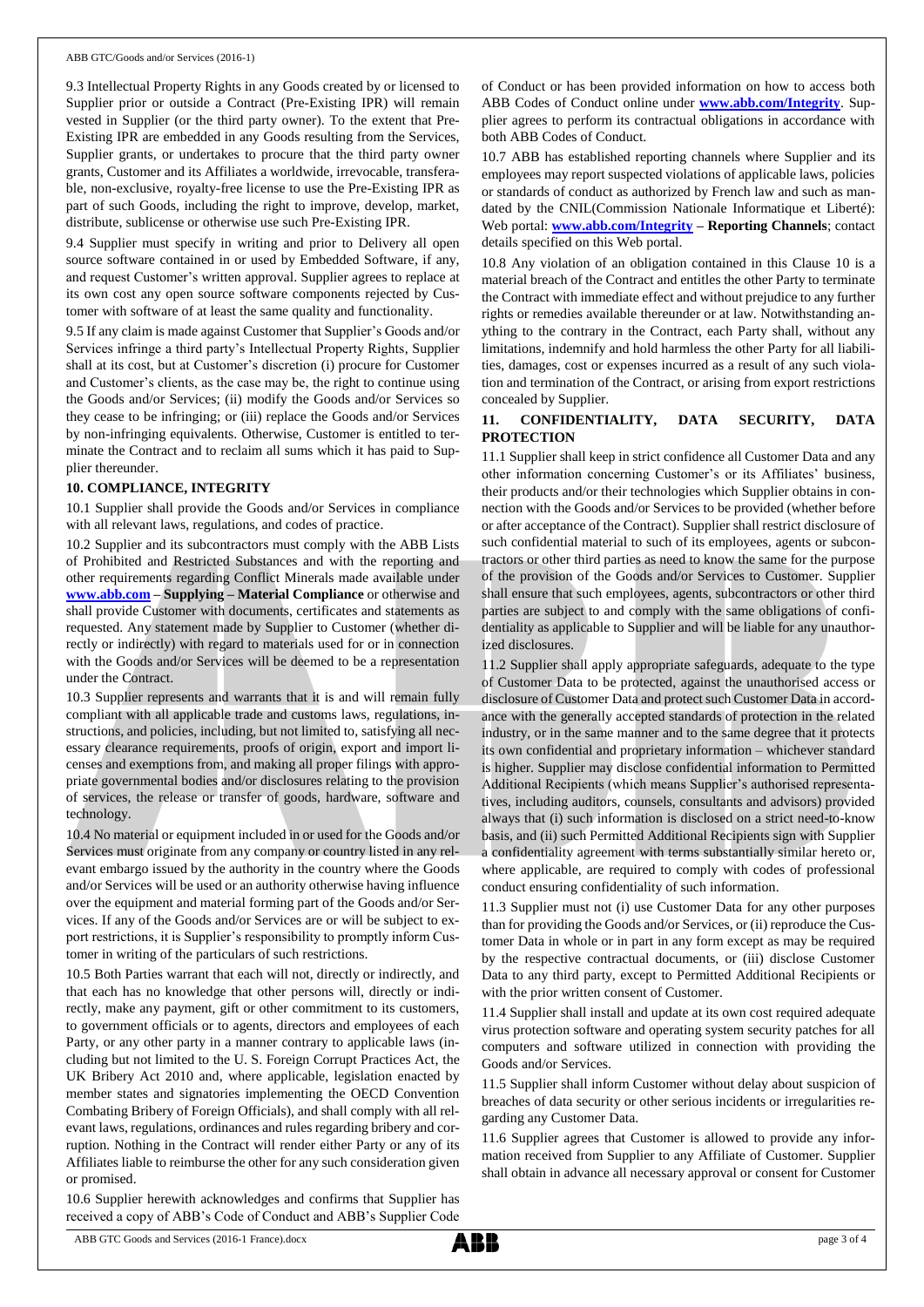9.3 Intellectual Property Rights in any Goods created by or licensed to Supplier prior or outside a Contract (Pre-Existing IPR) will remain vested in Supplier (or the third party owner). To the extent that Pre-Existing IPR are embedded in any Goods resulting from the Services, Supplier grants, or undertakes to procure that the third party owner grants, Customer and its Affiliates a worldwide, irrevocable, transferable, non-exclusive, royalty-free license to use the Pre-Existing IPR as part of such Goods, including the right to improve, develop, market, distribute, sublicense or otherwise use such Pre-Existing IPR.

9.4 Supplier must specify in writing and prior to Delivery all open source software contained in or used by Embedded Software, if any, and request Customer's written approval. Supplier agrees to replace at its own cost any open source software components rejected by Customer with software of at least the same quality and functionality.

9.5 If any claim is made against Customer that Supplier's Goods and/or Services infringe a third party's Intellectual Property Rights, Supplier shall at its cost, but at Customer's discretion (i) procure for Customer and Customer's clients, as the case may be, the right to continue using the Goods and/or Services; (ii) modify the Goods and/or Services so they cease to be infringing; or (iii) replace the Goods and/or Services by non-infringing equivalents. Otherwise, Customer is entitled to terminate the Contract and to reclaim all sums which it has paid to Supplier thereunder.

## 10. COMPLIANCE, INTEGRITY

10.1 Supplier shall provide the Goods and/or Services in compliance with all relevant laws, regulations, and codes of practice.

10.2 Supplier and its subcontractors must comply with the ABB Lists of Prohibited and Restricted Substances and with the reporting and other requirements regarding Conflict Minerals made available under **www.abb.com – Supplying – Material Compliance** or otherwise and shall provide Customer with documents, certificates and statements as requested. Any statement made by Supplier to Customer (whether directly or indirectly) with regard to materials used for or in connection with the Goods and/or Services will be deemed to be a representation under the Contract.

10.3 Supplier represents and warrants that it is and will remain fully compliant with all applicable trade and customs laws, regulations, instructions, and policies, including, but not limited to, satisfying all necessary clearance requirements, proofs of origin, export and import licenses and exemptions from, and making all proper filings with appropriate governmental bodies and/or disclosures relating to the provision of services, the release or transfer of goods, hardware, software and technology.

10.4 No material or equipment included in or used for the Goods and/or Services must originate from any company or country listed in any relevant embargo issued by the authority in the country where the Goods and/or Services will be used or an authority otherwise having influence over the equipment and material forming part of the Goods and/or Services. If any of the Goods and/or Services are or will be subject to export restrictions, it is Supplier's responsibility to promptly inform Customer in writing of the particulars of such restrictions.

10.5 Both Parties warrant that each will not, directly or indirectly, and that each has no knowledge that other persons will, directly or indirectly, make any payment, gift or other commitment to its customers, to government officials or to agents, directors and employees of each Party, or any other party in a manner contrary to applicable laws (including but not limited to the U. S. Foreign Corrupt Practices Act, the UK Bribery Act 2010 and, where applicable, legislation enacted by member states and signatories implementing the OECD Convention Combating Bribery of Foreign Officials), and shall comply with all relevant laws, regulations, ordinances and rules regarding bribery and corruption. Nothing in the Contract will render either Party or any of its Affiliates liable to reimburse the other for any such consideration given or promised.

10.6 Supplier herewith acknowledges and confirms that Supplier has received a copy of ABB's Code of Conduct and ABB's Supplier Code of Conduct or has been provided information on how to access both ABB Codes of Conduct online under **www.abb.com/Integrity**. Supplier agrees to perform its contractual obligations in accordance with both ABB Codes of Conduct.

10.7 ABB has established reporting channels where Supplier and its employees may report suspected violations of applicable laws, policies or standards of conduct as authorized by French law and such as mandated by the CNIL(Commission Nationale Informatique et Liberté): Web portal: **www.abb.com/Integrity – Reporting Channels**; contact details specified on this Web portal.

10.8 Any violation of an obligation contained in this Clause 10 is a material breach of the Contract and entitles the other Party to terminate the Contract with immediate effect and without prejudice to any further rights or remedies available thereunder or at law. Notwithstanding anything to the contrary in the Contract, each Party shall, without any limitations, indemnify and hold harmless the other Party for all liabilities, damages, cost or expenses incurred as a result of any such violation and termination of the Contract, or arising from export restrictions concealed by Supplier.

## 11. CONFIDENTIALITY, DATA SECURITY, DATA PROTECTION

11.1 Supplier shall keep in strict confidence all Customer Data and any other information concerning Customer's or its Affiliates' business, their products and/or their technologies which Supplier obtains in connection with the Goods and/or Services to be provided (whether before or after acceptance of the Contract). Supplier shall restrict disclosure of such confidential material to such of its employees, agents or subcontractors or other third parties as need to know the same for the purpose of the provision of the Goods and/or Services to Customer. Supplier shall ensure that such employees, agents, subcontractors or other third parties are subject to and comply with the same obligations of confidentiality as applicable to Supplier and will be liable for any unauthorized disclosures.

11.2 Supplier shall apply appropriate safeguards, adequate to the type of Customer Data to be protected, against the unauthorised access or disclosure of Customer Data and protect such Customer Data in accordance with the generally accepted standards of protection in the related industry, or in the same manner and to the same degree that it protects its own confidential and proprietary information – whichever standard is higher. Supplier may disclose confidential information to Permitted Additional Recipients (which means Supplier's authorised representatives, including auditors, counsels, consultants and advisors) provided always that (i) such information is disclosed on a strict need-to-know basis, and (ii) such Permitted Additional Recipients sign with Supplier a confidentiality agreement with terms substantially similar hereto or, where applicable, are required to comply with codes of professional conduct ensuring confidentiality of such information.

11.3 Supplier must not (i) use Customer Data for any other purposes than for providing the Goods and/or Services, or (ii) reproduce the Customer Data in whole or in part in any form except as may be required by the respective contractual documents, or (iii) disclose Customer Data to any third party, except to Permitted Additional Recipients or with the prior written consent of Customer.

11.4 Supplier shall install and update at its own cost required adequate virus protection software and operating system security patches for all computers and software utilized in connection with providing the Goods and/or Services.

11.5 Supplier shall inform Customer without delay about suspicion of breaches of data security or other serious incidents or irregularities regarding any Customer Data.

11.6 Supplier agrees that Customer is allowed to provide any information received from Supplier to any Affiliate of Customer. Supplier shall obtain in advance all necessary approval or consent for Customer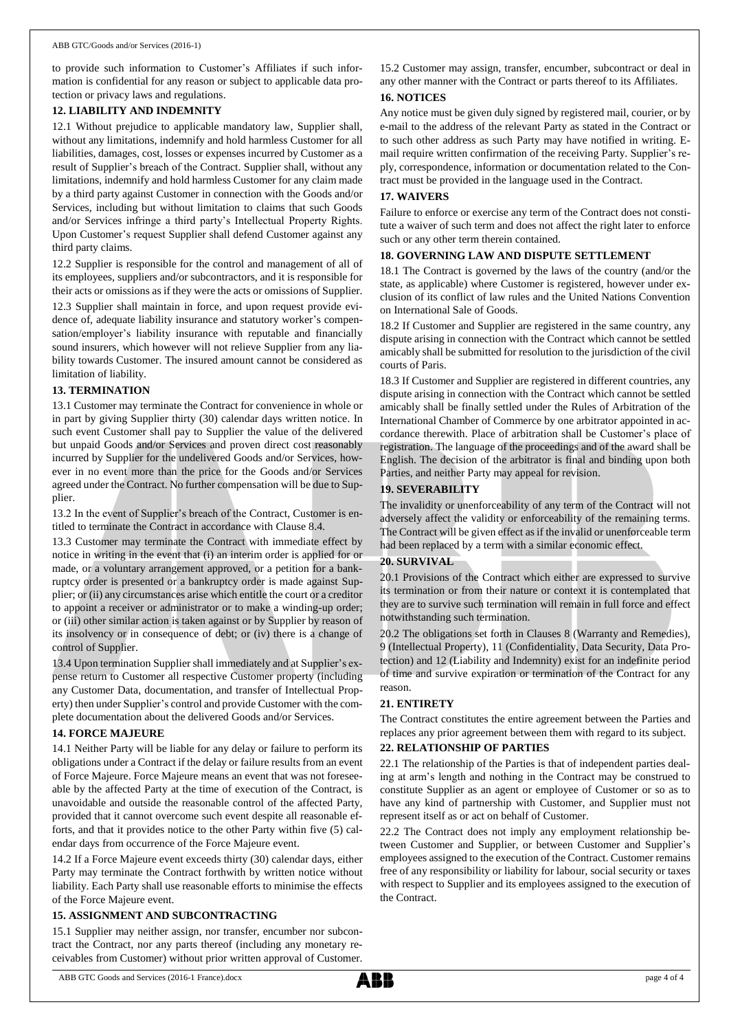to provide such information to Customer's Affiliates if such information is confidential for any reason or subject to applicable data protection or privacy laws and regulations.

## 12. LIABILITY AND INDEMNITY

12.1 Without prejudice to applicable mandatory law, Supplier shall, without any limitations, indemnify and hold harmless Customer for all liabilities, damages, cost, losses or expenses incurred by Customer as a result of Supplier's breach of the Contract. Supplier shall, without any limitations, indemnify and hold harmless Customer for any claim made by a third party against Customer in connection with the Goods and/or Services, including but without limitation to claims that such Goods and/or Services infringe a third party's Intellectual Property Rights. Upon Customer's request Supplier shall defend Customer against any third party claims.

12.2 Supplier is responsible for the control and management of all of its employees, suppliers and/or subcontractors, and it is responsible for their acts or omissions as if they were the acts or omissions of Supplier.

12.3 Supplier shall maintain in force, and upon request provide evidence of, adequate liability insurance and statutory worker's compensation/employer's liability insurance with reputable and financially sound insurers, which however will not relieve Supplier from any liability towards Customer. The insured amount cannot be considered as limitation of liability.

## 13. TERMINATION

13.1 Customer may terminate the Contract for convenience in whole or in part by giving Supplier thirty (30) calendar days written notice. In such event Customer shall pay to Supplier the value of the delivered but unpaid Goods and/or Services and proven direct cost reasonably incurred by Supplier for the undelivered Goods and/or Services, however in no event more than the price for the Goods and/or Services agreed under the Contract. No further compensation will be due to Supplier.

13.2 In the event of Supplier's breach of the Contract, Customer is entitled to terminate the Contract in accordance with Clause 8.4.

13.3 Customer may terminate the Contract with immediate effect by notice in writing in the event that (i) an interim order is applied for or made, or a voluntary arrangement approved, or a petition for a bankruptcy order is presented or a bankruptcy order is made against Supplier; or (ii) any circumstances arise which entitle the court or a creditor to appoint a receiver or administrator or to make a winding-up order; or (iii) other similar action is taken against or by Supplier by reason of its insolvency or in consequence of debt; or (iv) there is a change of control of Supplier.

13.4 Upon termination Supplier shall immediately and at Supplier's expense return to Customer all respective Customer property (including any Customer Data, documentation, and transfer of Intellectual Property) then under Supplier's control and provide Customer with the complete documentation about the delivered Goods and/or Services.

## 14. FORCE MAJEURE

14.1 Neither Party will be liable for any delay or failure to perform its obligations under a Contract if the delay or failure results from an event of Force Majeure. Force Majeure means an event that was not foreseeable by the affected Party at the time of execution of the Contract, is unavoidable and outside the reasonable control of the affected Party, provided that it cannot overcome such event despite all reasonable efforts, and that it provides notice to the other Party within five (5) calendar days from occurrence of the Force Majeure event.

14.2 If a Force Majeure event exceeds thirty (30) calendar days, either Party may terminate the Contract forthwith by written notice without liability. Each Party shall use reasonable efforts to minimise the effects of the Force Majeure event.

## 15. ASSIGNMENT AND SUBCONTRACTING

15.1 Supplier may neither assign, nor transfer, encumber nor subcontract the Contract, nor any parts thereof (including any monetary receivables from Customer) without prior written approval of Customer.

15.2 Customer may assign, transfer, encumber, subcontract or deal in any other manner with the Contract or parts thereof to its Affiliates.

## 16. NOTICES

Any notice must be given duly signed by registered mail, courier, or by e-mail to the address of the relevant Party as stated in the Contract or to such other address as such Party may have notified in writing. E-mail require written confirmation of the receiving Party. Supplier's reply, correspondence, information or documentation related to the Contract must be provided in the language used in the Contract.

## 17. WAIVERS

Failure to enforce or exercise any term of the Contract does not constitute a waiver of such term and does not affect the right later to enforce such or any other term therein contained.

## 18. GOVERNING LAW AND DISPUTE SETTLEMENT

18.1 The Contract is governed by the laws of the country (and/or the state, as applicable) where Customer is registered, however under exclusion of its conflict of law rules and the United Nations Convention on International Sale of Goods.

18.2 If Customer and Supplier are registered in the same country, any dispute arising in connection with the Contract which cannot be settled amicably shall be submitted for resolution to the jurisdiction of the civil courts of Paris.

18.3 If Customer and Supplier are registered in different countries, any dispute arising in connection with the Contract which cannot be settled amicably shall be finally settled under the Rules of Arbitration of the International Chamber of Commerce by one arbitrator appointed in accordance therewith. Place of arbitration shall be Customer's place of registration. The language of the proceedings and of the award shall be English. The decision of the arbitrator is final and binding upon both Parties, and neither Party may appeal for revision.

## 19. SEVERABILITY

The invalidity or unenforceability of any term of the Contract will not adversely affect the validity or enforceability of the remaining terms. The Contract will be given effect as if the invalid or unenforceable term had been replaced by a term with a similar economic effect.

## 20. SURVIVAL

20.1 Provisions of the Contract which either are expressed to survive its termination or from their nature or context it is contemplated that they are to survive such termination will remain in full force and effect notwithstanding such termination.

20.2 The obligations set forth in Clauses 8 (Warranty and Remedies), 9 (Intellectual Property), 11 (Confidentiality, Data Security, Data Protection) and 12 (Liability and Indemnity) exist for an indefinite period of time and survive expiration or termination of the Contract for any reason.

## 21. ENTIRETY

The Contract constitutes the entire agreement between the Parties and replaces any prior agreement between them with regard to its subject.

## 22. RELATIONSHIP OF PARTIES

22.1 The relationship of the Parties is that of independent parties dealing at arm's length and nothing in the Contract may be construed to constitute Supplier as an agent or employee of Customer or so as to have any kind of partnership with Customer, and Supplier must not represent itself as or act on behalf of Customer.

22.2 The Contract does not imply any employment relationship between Customer and Supplier, or between Customer and Supplier's employees assigned to the execution of the Contract. Customer remains free of any responsibility or liability for labour, social security or taxes with respect to Supplier and its employees assigned to the execution of the Contract.